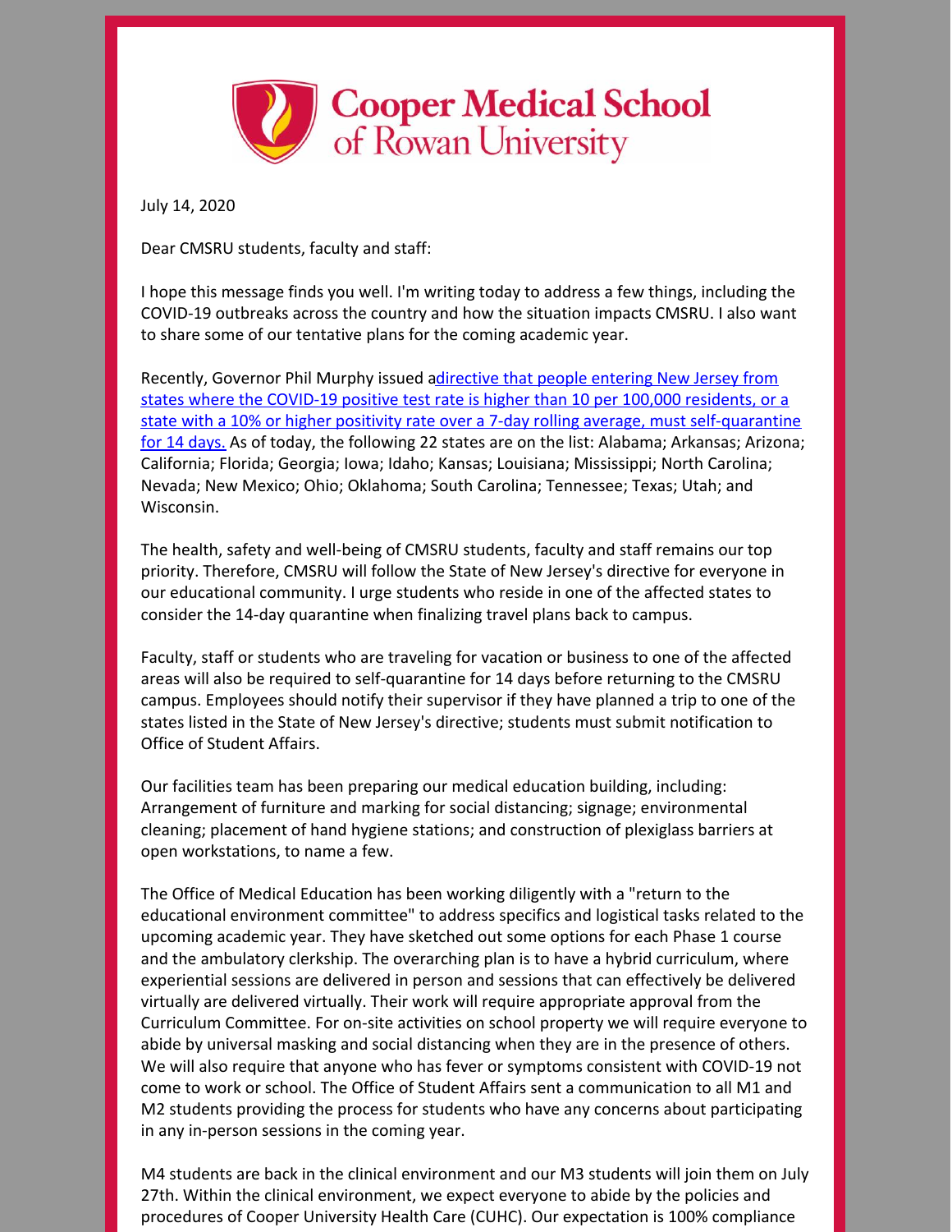# Cooper Medical School of Rowan University

July 14, 2020

Dear CMSRU students, faculty and staff:

I hope this message finds you well. I'm writing today to address a few things, including the COVID-19 outbreaks across the country and how the situation impacts CMSRU. I also want to share some of our tentative plans for the coming academic year.

Recently, Governor Phil Murphy issued a directive that people entering New Jersey from states where the COVID-19 positive test rate is higher than 10 per 100,000 residents, or a state with a 10% or higher positivity rate over a 7-day rolling average, must self-quarantine for 14 days. As of today, the following 22 states are on the list: Alabama; Arkansas; Arizona; California; Florida; Georgia; Iowa; Idaho; Kansas; Louisiana; Mississippi; North Carolina; Nevada; New Mexico; Ohio; Oklahoma; South Carolina; Tennessee; Texas; Utah; and Wisconsin.

The health, safety and well-being of CMSRU students, faculty and staff remains our top priority. Therefore, CMSRU will follow the State of New Jersey's directive for everyone in our educational community. I urge students who reside in one of the affected states to consider the 14-day quarantine when finalizing travel plans back to campus.

Faculty, staff or students who are traveling for vacation or business to one of the affected areas will also be required to self-quarantine for 14 days before returning to the CMSRU campus. Employees should notify their supervisor if they have planned a trip to one of the states listed in the State of New Jersey's directive; students must submit notification to Office of Student Affairs.

Our facilities team has been preparing our medical education building, including: Arrangement of furniture and marking for social distancing; signage; environmental cleaning; placement of hand hygiene stations; and construction of plexiglass barriers at open workstations, to name a few.

The Office of Medical Education has been working diligently with a "return to the educational environment committee" to address specifics and logistical tasks related to the upcoming academic year. They have sketched out some options for each Phase 1 course and the ambulatory clerkship. The overarching plan is to have a hybrid curriculum, where experiential sessions are delivered in person and sessions that can effectively be delivered virtually are delivered virtually. Their work will require appropriate approval from the Curriculum Committee. For on-site activities on school property we will require everyone to abide by universal masking and social distancing when they are in the presence of others. We will also require that anyone who has fever or symptoms consistent with COVID-19 not come to work or school. The Office of Student Affairs sent a communication to all M1 and M2 students providing the process for students who have any concerns about participating in any in-person sessions in the coming year.

M4 students are back in the clinical environment and our M3 students will join them on July 27th. Within the clinical environment, we expect everyone to abide by the policies and procedures of Cooper University Health Care (CUHC). Our expectation is 100% compliance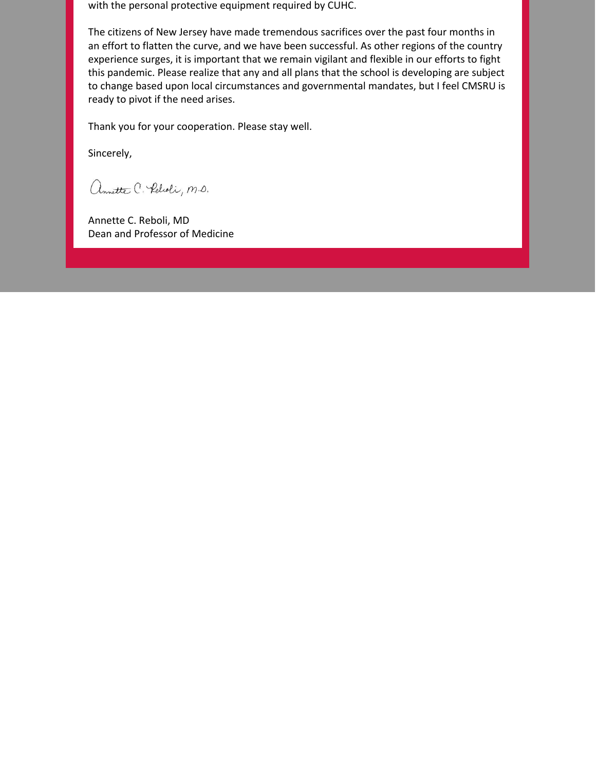with the personal protective equipment required by CUHC.

The citizens of New Jersey have made tremendous sacrifices over the past four months in an effort to flatten the curve, and we have been successful. As other regions of the country experience surges, it is important that we remain vigilant and flexible in our efforts to fight this pandemic. Please realize that any and all plans that the school is developing are subject to change based upon local circumstances and governmental mandates, but I feel CMSRU is ready to pivot if the need arises.

Thank you for your cooperation. Please stay well.

Sincerely,

Annette C. Reboli, M.D.

Annette C. Reboli, MD
Dean and Professor of Medicine